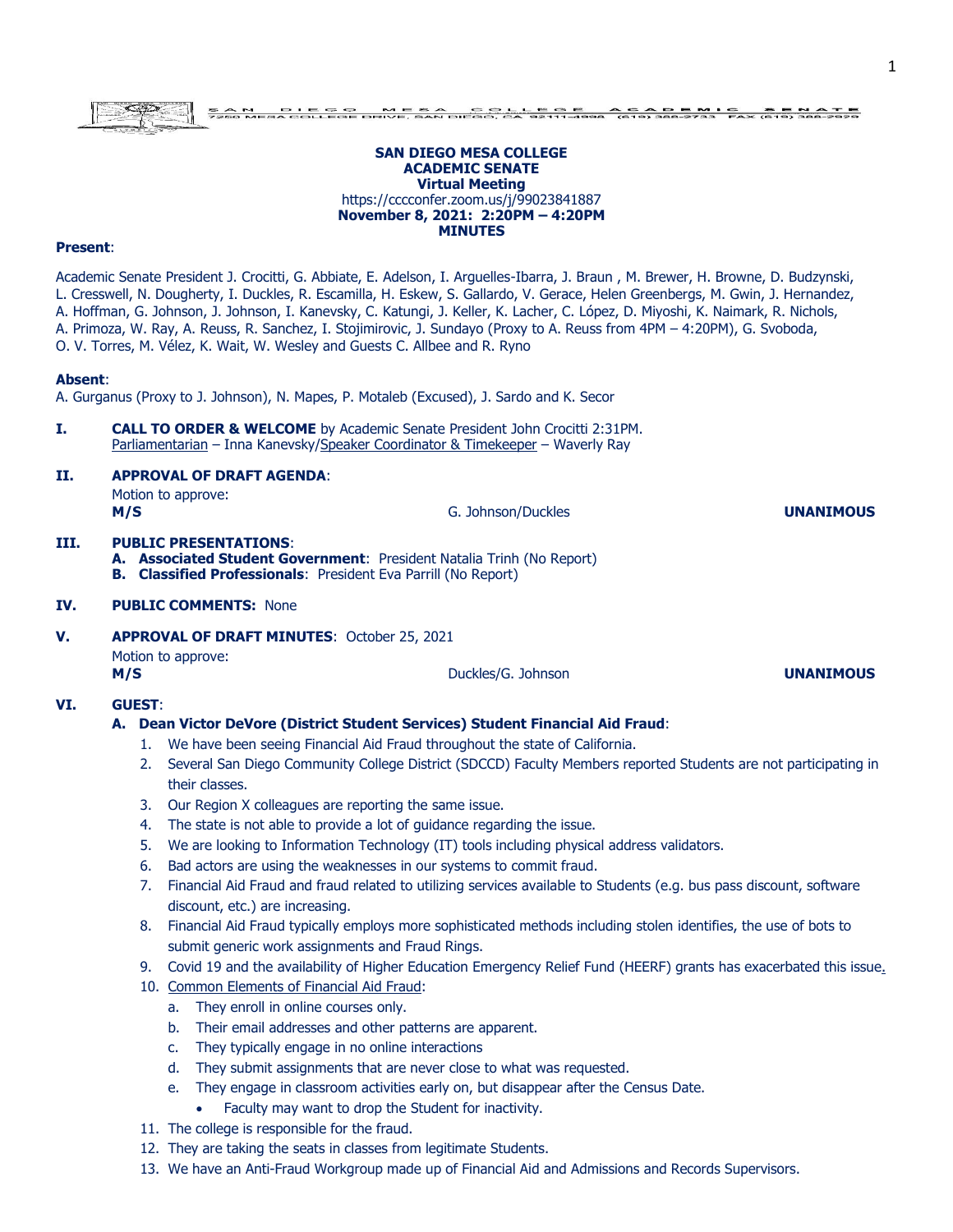SAN DIEGO MESA COLLEGE ACADEMIC SENATE
7250 MESA COLLEGE DRIVE, SAN DIEGO, CA 92111-4998 (619) 388-2733 FAX (619) 388-2929

**SAN DIEGO MESA COLLEGE**
**ACADEMIC SENATE**
**Virtual Meeting**
https://cccconfer.zoom.us/j/99023841887
**November 8, 2021: 2:20PM – 4:20PM**
**MINUTES**

**Present**:

Academic Senate President J. Crocitti, G. Abbiate, E. Adelson, I. Arguelles-Ibarra, J. Braun , M. Brewer, H. Browne, D. Budzynski, L. Cresswell, N. Dougherty, I. Duckles, R. Escamilla, H. Eskew, S. Gallardo, V. Gerace, Helen Greenbergs, M. Gwin, J. Hernandez, A. Hoffman, G. Johnson, J. Johnson, I. Kanevsky, C. Katungi, J. Keller, K. Lacher, C. López, D. Miyoshi, K. Naimark, R. Nichols, A. Primoza, W. Ray, A. Reuss, R. Sanchez, I. Stojimirovic, J. Sundayo (Proxy to A. Reuss from 4PM – 4:20PM), G. Svoboda, O. V. Torres, M. Vélez, K. Wait, W. Wesley and Guests C. Allbee and R. Ryno

**Absent**:
A. Gurganus (Proxy to J. Johnson), N. Mapes, P. Motaleb (Excused), J. Sardo and K. Secor

**I. CALL TO ORDER & WELCOME** by Academic Senate President John Crocitti 2:31PM.
Parliamentarian – Inna Kanevsky/Speaker Coordinator & Timekeeper – Waverly Ray

**II. APPROVAL OF DRAFT AGENDA**:
Motion to approve:
**M/S** G. Johnson/Duckles **UNANIMOUS**

**III. PUBLIC PRESENTATIONS**:
**A. Associated Student Government**: President Natalia Trinh (No Report)
**B. Classified Professionals**: President Eva Parrill (No Report)

**IV. PUBLIC COMMENTS:** None

**V. APPROVAL OF DRAFT MINUTES**: October 25, 2021
Motion to approve:
**M/S** Duckles/G. Johnson **UNANIMOUS**

**VI. GUEST**:

**A. Dean Victor DeVore (District Student Services) Student Financial Aid Fraud**:

1. We have been seeing Financial Aid Fraud throughout the state of California.
2. Several San Diego Community College District (SDCCD) Faculty Members reported Students are not participating in their classes.
3. Our Region X colleagues are reporting the same issue.
4. The state is not able to provide a lot of guidance regarding the issue.
5. We are looking to Information Technology (IT) tools including physical address validators.
6. Bad actors are using the weaknesses in our systems to commit fraud.
7. Financial Aid Fraud and fraud related to utilizing services available to Students (e.g. bus pass discount, software discount, etc.) are increasing.
8. Financial Aid Fraud typically employs more sophisticated methods including stolen identifies, the use of bots to submit generic work assignments and Fraud Rings.
9. Covid 19 and the availability of Higher Education Emergency Relief Fund (HEERF) grants has exacerbated this issue.
10. Common Elements of Financial Aid Fraud:
    a. They enroll in online courses only.
    b. Their email addresses and other patterns are apparent.
    c. They typically engage in no online interactions
    d. They submit assignments that are never close to what was requested.
    e. They engage in classroom activities early on, but disappear after the Census Date.
       - Faculty may want to drop the Student for inactivity.
11. The college is responsible for the fraud.
12. They are taking the seats in classes from legitimate Students.
13. We have an Anti-Fraud Workgroup made up of Financial Aid and Admissions and Records Supervisors.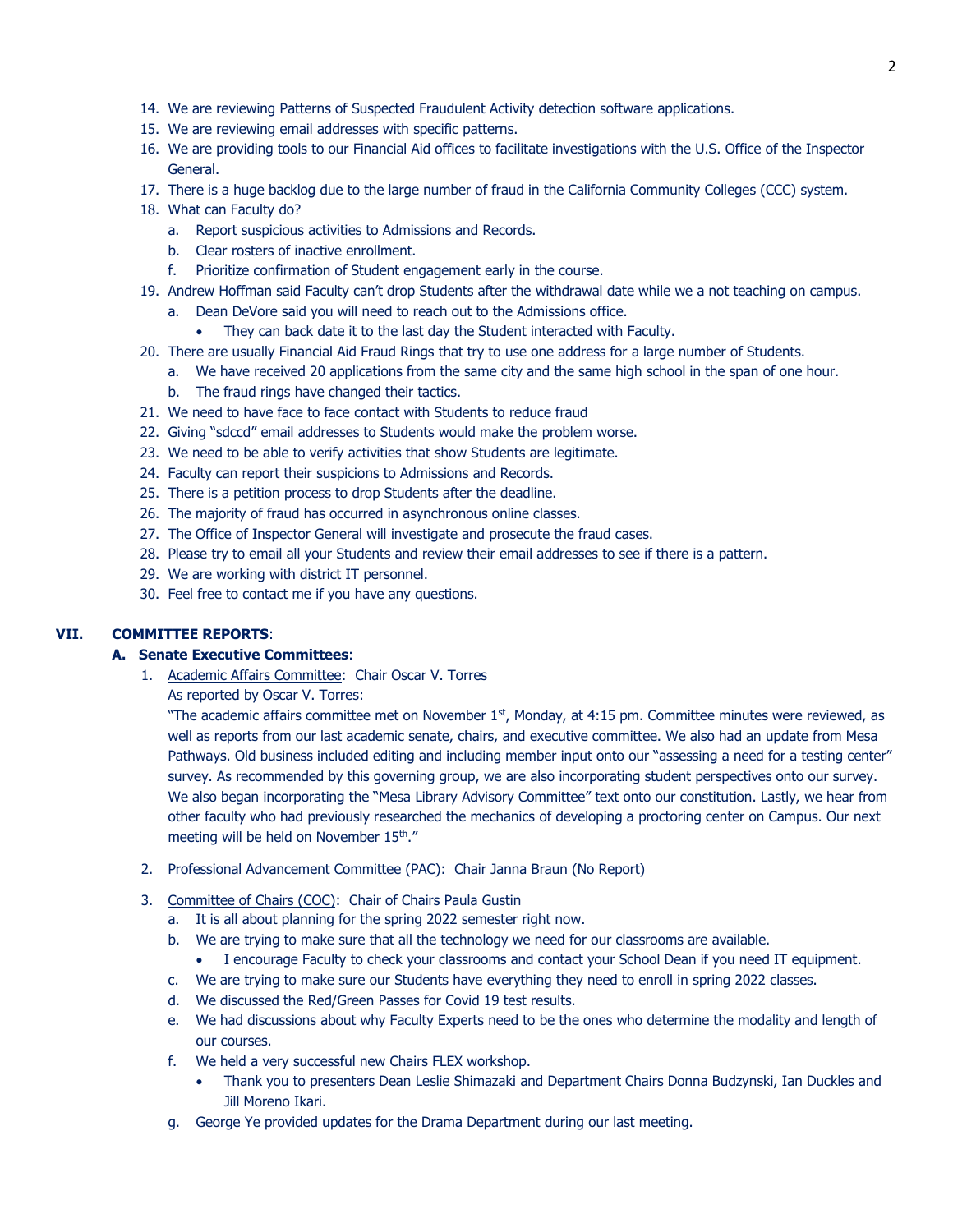14. We are reviewing Patterns of Suspected Fraudulent Activity detection software applications.
15. We are reviewing email addresses with specific patterns.
16. We are providing tools to our Financial Aid offices to facilitate investigations with the U.S. Office of the Inspector General.
17. There is a huge backlog due to the large number of fraud in the California Community Colleges (CCC) system.
18. What can Faculty do?
    a. Report suspicious activities to Admissions and Records.
    b. Clear rosters of inactive enrollment.
    f. Prioritize confirmation of Student engagement early in the course.
19. Andrew Hoffman said Faculty can't drop Students after the withdrawal date while we a not teaching on campus.
    a. Dean DeVore said you will need to reach out to the Admissions office.
       - They can back date it to the last day the Student interacted with Faculty.
20. There are usually Financial Aid Fraud Rings that try to use one address for a large number of Students.
    a. We have received 20 applications from the same city and the same high school in the span of one hour.
    b. The fraud rings have changed their tactics.
21. We need to have face to face contact with Students to reduce fraud
22. Giving "sdccd" email addresses to Students would make the problem worse.
23. We need to be able to verify activities that show Students are legitimate.
24. Faculty can report their suspicions to Admissions and Records.
25. There is a petition process to drop Students after the deadline.
26. The majority of fraud has occurred in asynchronous online classes.
27. The Office of Inspector General will investigate and prosecute the fraud cases.
28. Please try to email all your Students and review their email addresses to see if there is a pattern.
29. We are working with district IT personnel.
30. Feel free to contact me if you have any questions.

## VII. COMMITTEE REPORTS:

### A. Senate Executive Committees:

1. Academic Affairs Committee: Chair Oscar V. Torres

   As reported by Oscar V. Torres:

   "The academic affairs committee met on November 1st, Monday, at 4:15 pm. Committee minutes were reviewed, as well as reports from our last academic senate, chairs, and executive committee. We also had an update from Mesa Pathways. Old business included editing and including member input onto our "assessing a need for a testing center" survey. As recommended by this governing group, we are also incorporating student perspectives onto our survey. We also began incorporating the "Mesa Library Advisory Committee" text onto our constitution. Lastly, we hear from other faculty who had previously researched the mechanics of developing a proctoring center on Campus. Our next meeting will be held on November 15th."

2. Professional Advancement Committee (PAC): Chair Janna Braun (No Report)

3. Committee of Chairs (COC): Chair of Chairs Paula Gustin
   a. It is all about planning for the spring 2022 semester right now.
   b. We are trying to make sure that all the technology we need for our classrooms are available.
      - I encourage Faculty to check your classrooms and contact your School Dean if you need IT equipment.
   c. We are trying to make sure our Students have everything they need to enroll in spring 2022 classes.
   d. We discussed the Red/Green Passes for Covid 19 test results.
   e. We had discussions about why Faculty Experts need to be the ones who determine the modality and length of our courses.
   f. We held a very successful new Chairs FLEX workshop.
      - Thank you to presenters Dean Leslie Shimazaki and Department Chairs Donna Budzynski, Ian Duckles and Jill Moreno Ikari.
   g. George Ye provided updates for the Drama Department during our last meeting.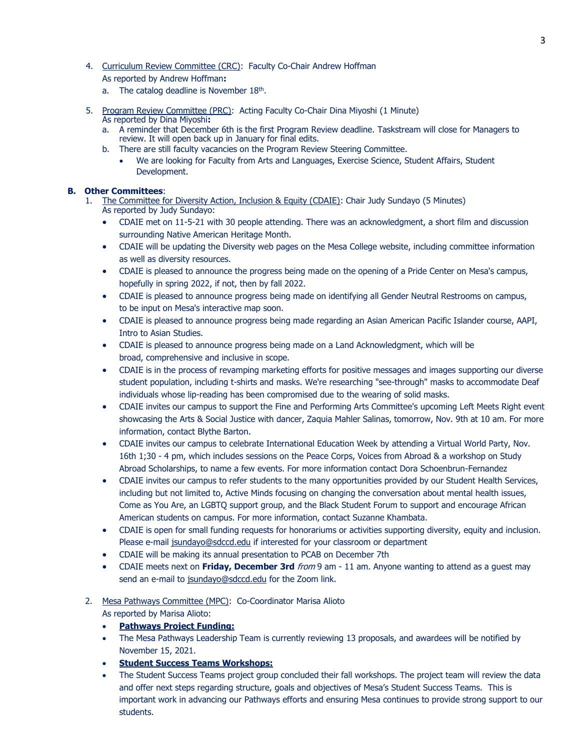4. Curriculum Review Committee (CRC): Faculty Co-Chair Andrew Hoffman

   As reported by Andrew Hoffman**:**

   a. The catalog deadline is November 18th.

5. Program Review Committee (PRC): Acting Faculty Co-Chair Dina Miyoshi (1 Minute)

   As reported by Dina Miyoshi**:**

   a. A reminder that December 6th is the first Program Review deadline. Taskstream will close for Managers to review. It will open back up in January for final edits.
   b. There are still faculty vacancies on the Program Review Steering Committee.
      - We are looking for Faculty from Arts and Languages, Exercise Science, Student Affairs, Student Development.

**B. Other Committees**:

1. The Committee for Diversity Action, Inclusion & Equity (CDAIE): Chair Judy Sundayo (5 Minutes)

   As reported by Judy Sundayo:

   - CDAIE met on 11-5-21 with 30 people attending. There was an acknowledgment, a short film and discussion surrounding Native American Heritage Month.
   - CDAIE will be updating the Diversity web pages on the Mesa College website, including committee information as well as diversity resources.
   - CDAIE is pleased to announce the progress being made on the opening of a Pride Center on Mesa's campus, hopefully in spring 2022, if not, then by fall 2022.
   - CDAIE is pleased to announce progress being made on identifying all Gender Neutral Restrooms on campus, to be input on Mesa's interactive map soon.
   - CDAIE is pleased to announce progress being made regarding an Asian American Pacific Islander course, AAPI, Intro to Asian Studies.
   - CDAIE is pleased to announce progress being made on a Land Acknowledgment, which will be broad, comprehensive and inclusive in scope.
   - CDAIE is in the process of revamping marketing efforts for positive messages and images supporting our diverse student population, including t-shirts and masks. We're researching "see-through" masks to accommodate Deaf individuals whose lip-reading has been compromised due to the wearing of solid masks.
   - CDAIE invites our campus to support the Fine and Performing Arts Committee's upcoming Left Meets Right event showcasing the Arts & Social Justice with dancer, Zaquia Mahler Salinas, tomorrow, Nov. 9th at 10 am. For more information, contact Blythe Barton.
   - CDAIE invites our campus to celebrate International Education Week by attending a Virtual World Party, Nov. 16th 1;30 - 4 pm, which includes sessions on the Peace Corps, Voices from Abroad & a workshop on Study Abroad Scholarships, to name a few events. For more information contact Dora Schoenbrun-Fernandez
   - CDAIE invites our campus to refer students to the many opportunities provided by our Student Health Services, including but not limited to, Active Minds focusing on changing the conversation about mental health issues, Come as You Are, an LGBTQ support group, and the Black Student Forum to support and encourage African American students on campus. For more information, contact Suzanne Khambata.
   - CDAIE is open for small funding requests for honorariums or activities supporting diversity, equity and inclusion. Please e-mail jsundayo@sdccd.edu if interested for your classroom or department
   - CDAIE will be making its annual presentation to PCAB on December 7th
   - CDAIE meets next on **Friday, December 3rd** *from* 9 am - 11 am. Anyone wanting to attend as a guest may send an e-mail to jsundayo@sdccd.edu for the Zoom link.

2. Mesa Pathways Committee (MPC): Co-Coordinator Marisa Alioto

   As reported by Marisa Alioto:

   - **Pathways Project Funding:**
   - The Mesa Pathways Leadership Team is currently reviewing 13 proposals, and awardees will be notified by November 15, 2021.
   - **Student Success Teams Workshops:**
   - The Student Success Teams project group concluded their fall workshops. The project team will review the data and offer next steps regarding structure, goals and objectives of Mesa's Student Success Teams. This is important work in advancing our Pathways efforts and ensuring Mesa continues to provide strong support to our students.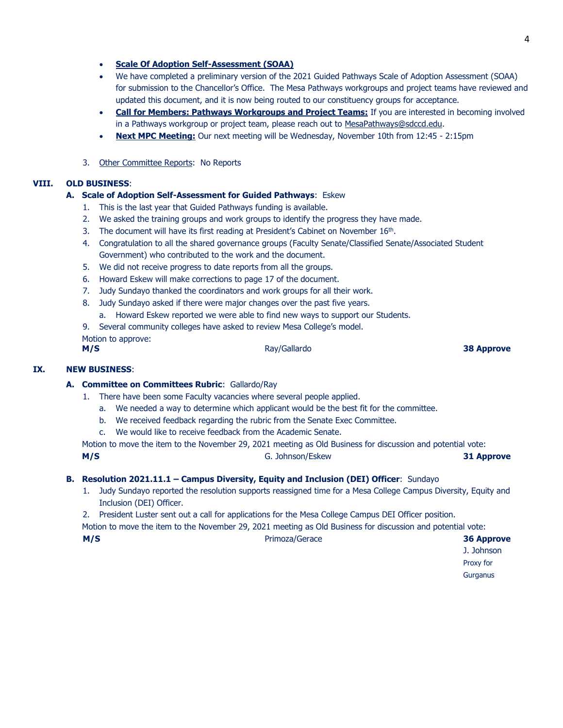- **Scale Of Adoption Self-Assessment (SOAA)**
- We have completed a preliminary version of the 2021 Guided Pathways Scale of Adoption Assessment (SOAA) for submission to the Chancellor's Office. The Mesa Pathways workgroups and project teams have reviewed and updated this document, and it is now being routed to our constituency groups for acceptance.
- **Call for Members: Pathways Workgroups and Project Teams:** If you are interested in becoming involved in a Pathways workgroup or project team, please reach out to MesaPathways@sdccd.edu.
- **Next MPC Meeting:** Our next meeting will be Wednesday, November 10th from 12:45 - 2:15pm

3. Other Committee Reports: No Reports

## VIII. OLD BUSINESS:

### A. Scale of Adoption Self-Assessment for Guided Pathways: Eskew

1. This is the last year that Guided Pathways funding is available.
2. We asked the training groups and work groups to identify the progress they have made.
3. The document will have its first reading at President's Cabinet on November 16th.
4. Congratulation to all the shared governance groups (Faculty Senate/Classified Senate/Associated Student Government) who contributed to the work and the document.
5. We did not receive progress to date reports from all the groups.
6. Howard Eskew will make corrections to page 17 of the document.
7. Judy Sundayo thanked the coordinators and work groups for all their work.
8. Judy Sundayo asked if there were major changes over the past five years.
   a. Howard Eskew reported we were able to find new ways to support our Students.
9. Several community colleges have asked to review Mesa College's model.

Motion to approve:

**M/S** Ray/Gallardo **38 Approve**

## IX. NEW BUSINESS:

### A. Committee on Committees Rubric: Gallardo/Ray

1. There have been some Faculty vacancies where several people applied.
   a. We needed a way to determine which applicant would be the best fit for the committee.
   b. We received feedback regarding the rubric from the Senate Exec Committee.
   c. We would like to receive feedback from the Academic Senate.

Motion to move the item to the November 29, 2021 meeting as Old Business for discussion and potential vote:

**M/S** G. Johnson/Eskew **31 Approve**

### B. Resolution 2021.11.1 – Campus Diversity, Equity and Inclusion (DEI) Officer: Sundayo

1. Judy Sundayo reported the resolution supports reassigned time for a Mesa College Campus Diversity, Equity and Inclusion (DEI) Officer.
2. President Luster sent out a call for applications for the Mesa College Campus DEI Officer position.

Motion to move the item to the November 29, 2021 meeting as Old Business for discussion and potential vote:

**M/S** Primoza/Gerace **36 Approve**
J. Johnson
Proxy for
Gurganus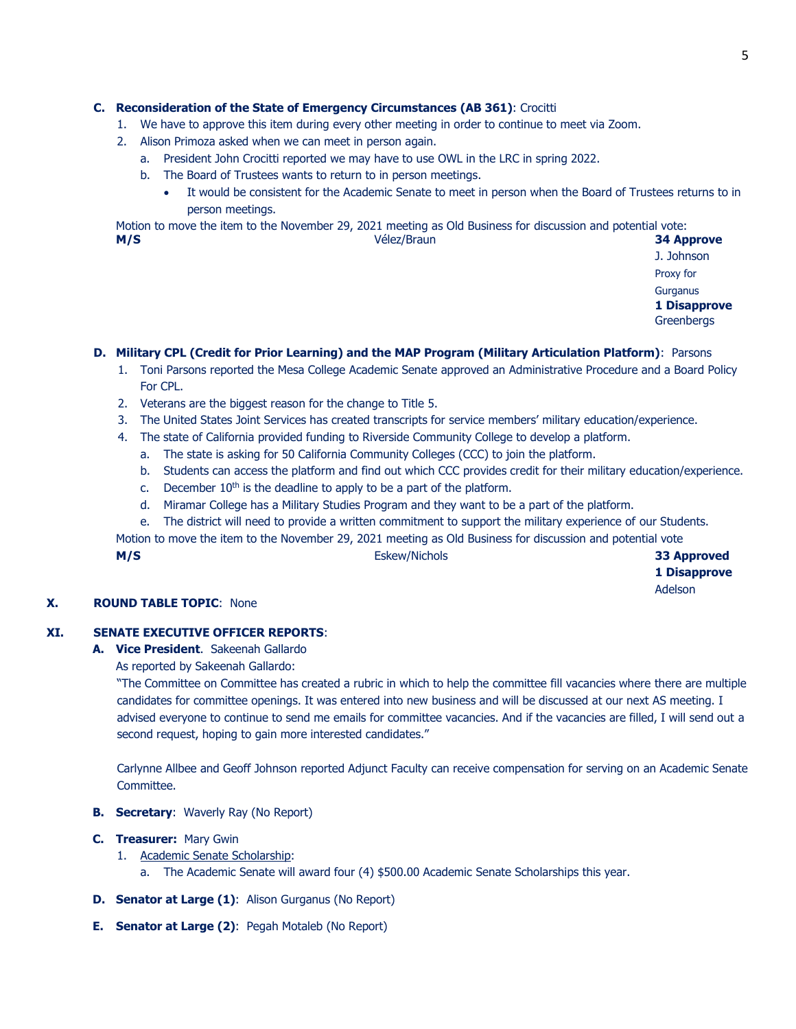**C. Reconsideration of the State of Emergency Circumstances (AB 361)**: Crocitti

1. We have to approve this item during every other meeting in order to continue to meet via Zoom.
2. Alison Primoza asked when we can meet in person again.
   a. President John Crocitti reported we may have to use OWL in the LRC in spring 2022.
   b. The Board of Trustees wants to return to in person meetings.
      - It would be consistent for the Academic Senate to meet in person when the Board of Trustees returns to in person meetings.

Motion to move the item to the November 29, 2021 meeting as Old Business for discussion and potential vote:

| **M/S** | Vélez/Braun | **34 Approve**<br>J. Johnson<br>Proxy for<br>Gurganus<br>**1 Disapprove**<br>Greenbergs |
|---|---|---|

**D. Military CPL (Credit for Prior Learning) and the MAP Program (Military Articulation Platform)**: Parsons

1. Toni Parsons reported the Mesa College Academic Senate approved an Administrative Procedure and a Board Policy For CPL.
2. Veterans are the biggest reason for the change to Title 5.
3. The United States Joint Services has created transcripts for service members' military education/experience.
4. The state of California provided funding to Riverside Community College to develop a platform.
   a. The state is asking for 50 California Community Colleges (CCC) to join the platform.
   b. Students can access the platform and find out which CCC provides credit for their military education/experience.
   c. December 10th is the deadline to apply to be a part of the platform.
   d. Miramar College has a Military Studies Program and they want to be a part of the platform.
   e. The district will need to provide a written commitment to support the military experience of our Students.

Motion to move the item to the November 29, 2021 meeting as Old Business for discussion and potential vote

| **M/S** | Eskew/Nichols | **33 Approved**<br>**1 Disapprove**<br>Adelson |
|---|---|---|

**X. ROUND TABLE TOPIC**: None

**XI. SENATE EXECUTIVE OFFICER REPORTS**:

**A. Vice President**. Sakeenah Gallardo

As reported by Sakeenah Gallardo:

"The Committee on Committee has created a rubric in which to help the committee fill vacancies where there are multiple candidates for committee openings. It was entered into new business and will be discussed at our next AS meeting. I advised everyone to continue to send me emails for committee vacancies. And if the vacancies are filled, I will send out a second request, hoping to gain more interested candidates."

Carlynne Allbee and Geoff Johnson reported Adjunct Faculty can receive compensation for serving on an Academic Senate Committee.

**B. Secretary**: Waverly Ray (No Report)

**C. Treasurer:** Mary Gwin

1. Academic Senate Scholarship:
   a. The Academic Senate will award four (4) $500.00 Academic Senate Scholarships this year.

**D. Senator at Large (1)**: Alison Gurganus (No Report)

**E. Senator at Large (2)**: Pegah Motaleb (No Report)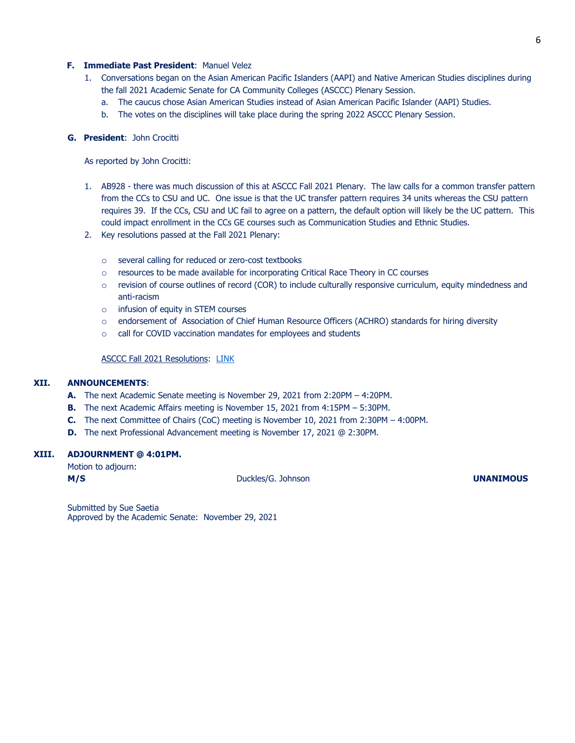**F. Immediate Past President**: Manuel Velez

1. Conversations began on the Asian American Pacific Islanders (AAPI) and Native American Studies disciplines during the fall 2021 Academic Senate for CA Community Colleges (ASCCC) Plenary Session.
   a. The caucus chose Asian American Studies instead of Asian American Pacific Islander (AAPI) Studies.
   b. The votes on the disciplines will take place during the spring 2022 ASCCC Plenary Session.

**G. President**: John Crocitti

As reported by John Crocitti:

1. AB928 - there was much discussion of this at ASCCC Fall 2021 Plenary. The law calls for a common transfer pattern from the CCs to CSU and UC. One issue is that the UC transfer pattern requires 34 units whereas the CSU pattern requires 39. If the CCs, CSU and UC fail to agree on a pattern, the default option will likely be the UC pattern. This could impact enrollment in the CCs GE courses such as Communication Studies and Ethnic Studies.
2. Key resolutions passed at the Fall 2021 Plenary:
   - several calling for reduced or zero-cost textbooks
   - resources to be made available for incorporating Critical Race Theory in CC courses
   - revision of course outlines of record (COR) to include culturally responsive curriculum, equity mindedness and anti-racism
   - infusion of equity in STEM courses
   - endorsement of Association of Chief Human Resource Officers (ACHRO) standards for hiring diversity
   - call for COVID vaccination mandates for employees and students

   ASCCC Fall 2021 Resolutions: LINK

## XII. ANNOUNCEMENTS:

**A.** The next Academic Senate meeting is November 29, 2021 from 2:20PM – 4:20PM.
**B.** The next Academic Affairs meeting is November 15, 2021 from 4:15PM – 5:30PM.
**C.** The next Committee of Chairs (CoC) meeting is November 10, 2021 from 2:30PM – 4:00PM.
**D.** The next Professional Advancement meeting is November 17, 2021 @ 2:30PM.

## XIII. ADJOURNMENT @ 4:01PM.

Motion to adjourn:
**M/S** Duckles/G. Johnson **UNANIMOUS**

Submitted by Sue Saetia
Approved by the Academic Senate: November 29, 2021